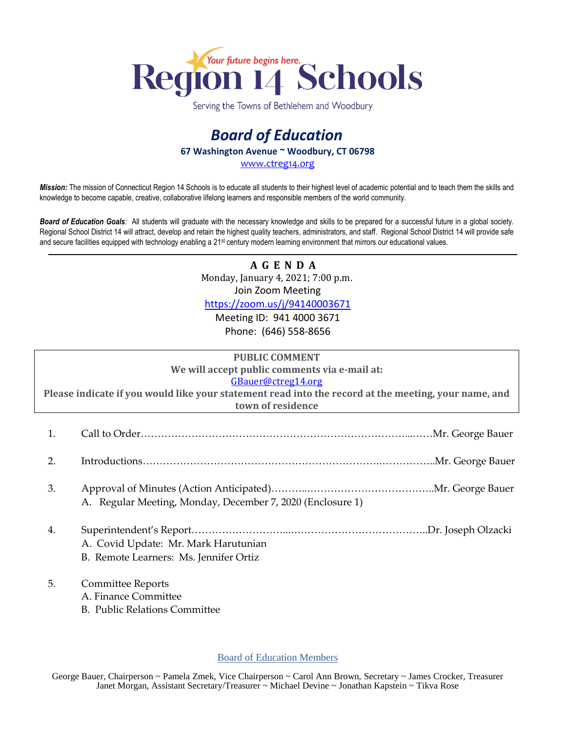# Region 14 Schools

*Your future begins here.*

Serving the Towns of Bethlehem and Woodbury

## *Board of Education*

**67 Washington Avenue ~ Woodbury, CT 06798**

www.ctreg14.org

***Mission:*** The mission of Connecticut Region 14 Schools is to educate all students to their highest level of academic potential and to teach them the skills and knowledge to become capable, creative, collaborative lifelong learners and responsible members of the world community.

***Board of Education Goals:*** All students will graduate with the necessary knowledge and skills to be prepared for a successful future in a global society. Regional School District 14 will attract, develop and retain the highest quality teachers, administrators, and staff. Regional School District 14 will provide safe and secure facilities equipped with technology enabling a 21st century modern learning environment that mirrors our educational values.

---

**A G E N D A**

Monday, January 4, 2021; 7:00 p.m.

Join Zoom Meeting

https://zoom.us/j/94140003671

Meeting ID: 941 4000 3671

Phone: (646) 558-8656

**PUBLIC COMMENT**

**We will accept public comments via e-mail at:**

GBauer@ctreg14.org

**Please indicate if you would like your statement read into the record at the meeting, your name, and town of residence**

1. Call to Order……………………………………………………………………...……Mr. George Bauer

2. Introductions…………………………………………………………….……………..Mr. George Bauer

3. Approval of Minutes (Action Anticipated)………..………………………………..Mr. George Bauer
   A. Regular Meeting, Monday, December 7, 2020 (Enclosure 1)

4. Superintendent's Report……………………...…………………………………..Dr. Joseph Olzacki
   A. Covid Update: Mr. Mark Harutunian
   B. Remote Learners: Ms. Jennifer Ortiz

5. Committee Reports
   A. Finance Committee
   B. Public Relations Committee

Board of Education Members

George Bauer, Chairperson ~ Pamela Zmek, Vice Chairperson ~ Carol Ann Brown, Secretary ~ James Crocker, Treasurer
Janet Morgan, Assistant Secretary/Treasurer ~ Michael Devine ~ Jonathan Kapstein ~ Tikva Rose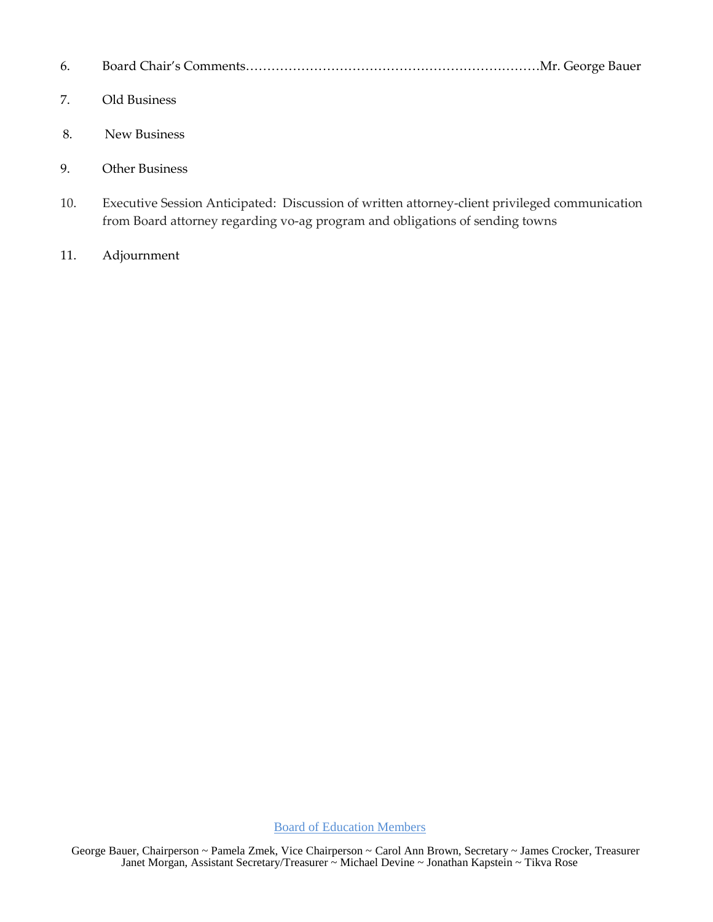6. Board Chair's Comments……………………………………………………………Mr. George Bauer

7. Old Business

8. New Business

9. Other Business

10. Executive Session Anticipated: Discussion of written attorney-client privileged communication from Board attorney regarding vo-ag program and obligations of sending towns

11. Adjournment

Board of Education Members

George Bauer, Chairperson ~ Pamela Zmek, Vice Chairperson ~ Carol Ann Brown, Secretary ~ James Crocker, Treasurer
Janet Morgan, Assistant Secretary/Treasurer ~ Michael Devine ~ Jonathan Kapstein ~ Tikva Rose